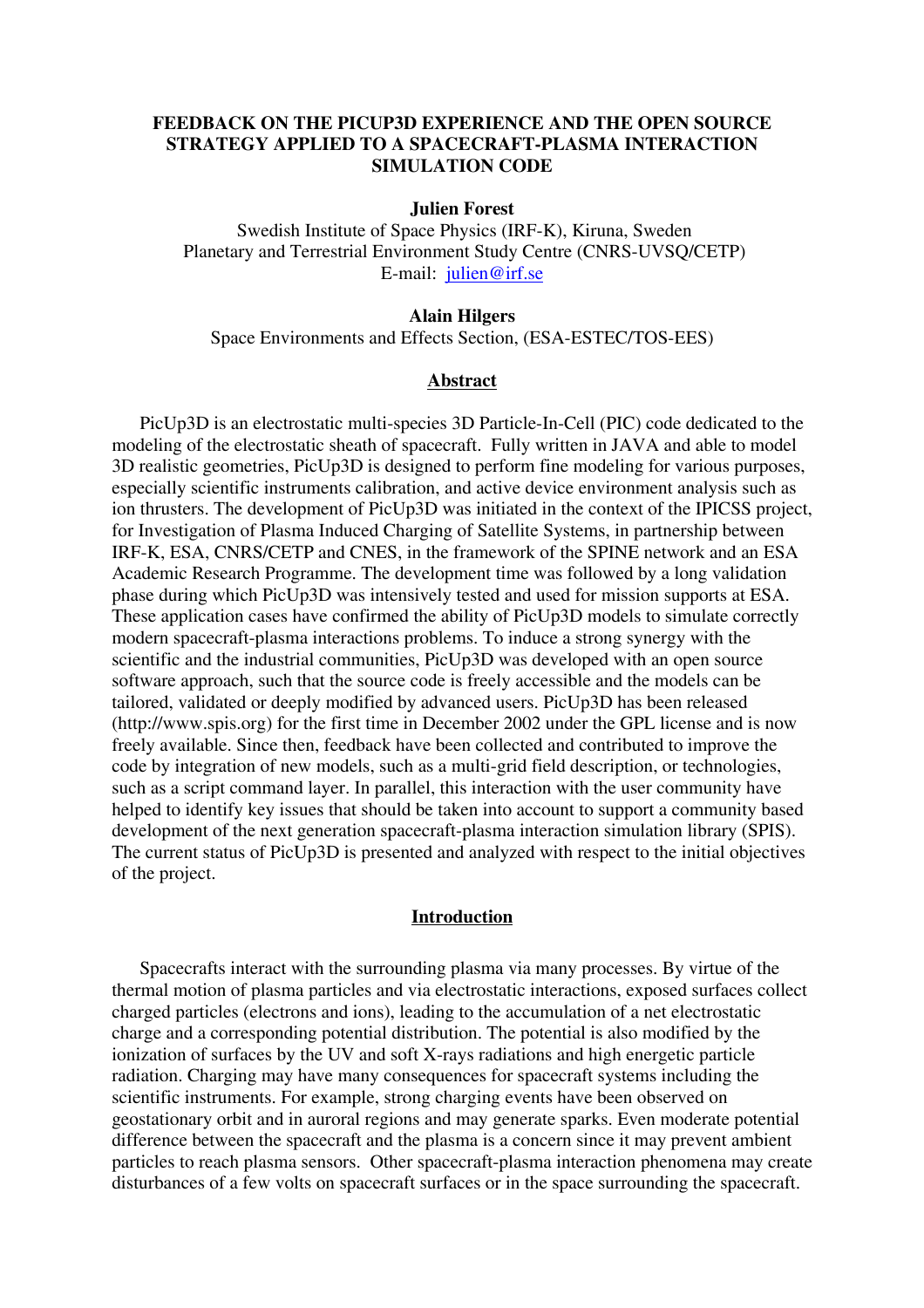# FEEDBACK ON THE PICUP3D EXPERIENCE AND THE OPEN SOURCE STRATEGY APPLIED TO A SPACECRAFT-PLASMA INTERACTION SIMULATION CODE

**Julien Forest**
Swedish Institute of Space Physics (IRF-K), Kiruna, Sweden
Planetary and Terrestrial Environment Study Centre (CNRS-UVSQ/CETP)
E-mail: julien@irf.se

**Alain Hilgers**
Space Environments and Effects Section, (ESA-ESTEC/TOS-EES)

## Abstract

PicUp3D is an electrostatic multi-species 3D Particle-In-Cell (PIC) code dedicated to the modeling of the electrostatic sheath of spacecraft. Fully written in JAVA and able to model 3D realistic geometries, PicUp3D is designed to perform fine modeling for various purposes, especially scientific instruments calibration, and active device environment analysis such as ion thrusters. The development of PicUp3D was initiated in the context of the IPICSS project, for Investigation of Plasma Induced Charging of Satellite Systems, in partnership between IRF-K, ESA, CNRS/CETP and CNES, in the framework of the SPINE network and an ESA Academic Research Programme. The development time was followed by a long validation phase during which PicUp3D was intensively tested and used for mission supports at ESA. These application cases have confirmed the ability of PicUp3D models to simulate correctly modern spacecraft-plasma interactions problems. To induce a strong synergy with the scientific and the industrial communities, PicUp3D was developed with an open source software approach, such that the source code is freely accessible and the models can be tailored, validated or deeply modified by advanced users. PicUp3D has been released (http://www.spis.org) for the first time in December 2002 under the GPL license and is now freely available. Since then, feedback have been collected and contributed to improve the code by integration of new models, such as a multi-grid field description, or technologies, such as a script command layer. In parallel, this interaction with the user community have helped to identify key issues that should be taken into account to support a community based development of the next generation spacecraft-plasma interaction simulation library (SPIS). The current status of PicUp3D is presented and analyzed with respect to the initial objectives of the project.

## Introduction

Spacecrafts interact with the surrounding plasma via many processes. By virtue of the thermal motion of plasma particles and via electrostatic interactions, exposed surfaces collect charged particles (electrons and ions), leading to the accumulation of a net electrostatic charge and a corresponding potential distribution. The potential is also modified by the ionization of surfaces by the UV and soft X-rays radiations and high energetic particle radiation. Charging may have many consequences for spacecraft systems including the scientific instruments. For example, strong charging events have been observed on geostationary orbit and in auroral regions and may generate sparks. Even moderate potential difference between the spacecraft and the plasma is a concern since it may prevent ambient particles to reach plasma sensors. Other spacecraft-plasma interaction phenomena may create disturbances of a few volts on spacecraft surfaces or in the space surrounding the spacecraft.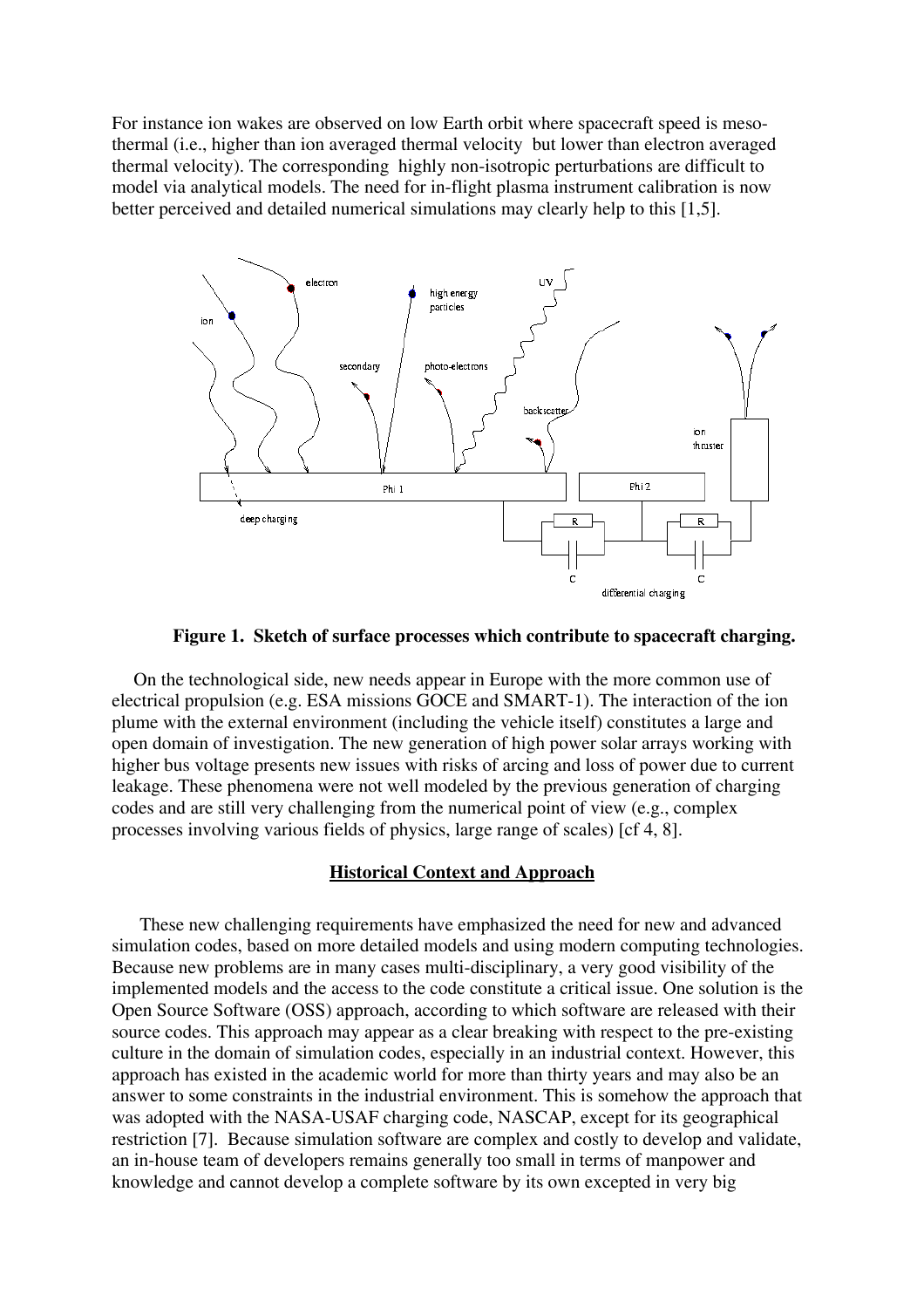For instance ion wakes are observed on low Earth orbit where spacecraft speed is meso-thermal (i.e., higher than ion averaged thermal velocity but lower than electron averaged thermal velocity). The corresponding highly non-isotropic perturbations are difficult to model via analytical models. The need for in-flight plasma instrument calibration is now better perceived and detailed numerical simulations may clearly help to this [1,5].

**Figure 1. Sketch of surface processes which contribute to spacecraft charging.**

On the technological side, new needs appear in Europe with the more common use of electrical propulsion (e.g. ESA missions GOCE and SMART-1). The interaction of the ion plume with the external environment (including the vehicle itself) constitutes a large and open domain of investigation. The new generation of high power solar arrays working with higher bus voltage presents new issues with risks of arcing and loss of power due to current leakage. These phenomena were not well modeled by the previous generation of charging codes and are still very challenging from the numerical point of view (e.g., complex processes involving various fields of physics, large range of scales) [cf 4, 8].

## Historical Context and Approach

These new challenging requirements have emphasized the need for new and advanced simulation codes, based on more detailed models and using modern computing technologies. Because new problems are in many cases multi-disciplinary, a very good visibility of the implemented models and the access to the code constitute a critical issue. One solution is the Open Source Software (OSS) approach, according to which software are released with their source codes. This approach may appear as a clear breaking with respect to the pre-existing culture in the domain of simulation codes, especially in an industrial context. However, this approach has existed in the academic world for more than thirty years and may also be an answer to some constraints in the industrial environment. This is somehow the approach that was adopted with the NASA-USAF charging code, NASCAP, except for its geographical restriction [7]. Because simulation software are complex and costly to develop and validate, an in-house team of developers remains generally too small in terms of manpower and knowledge and cannot develop a complete software by its own excepted in very big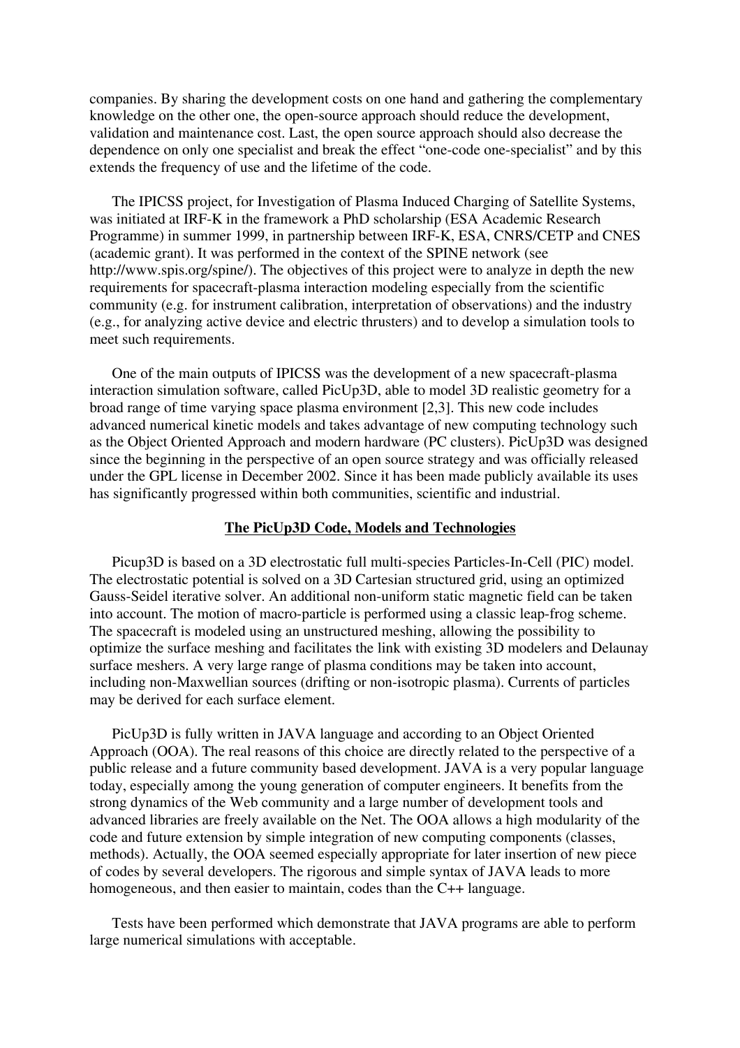companies. By sharing the development costs on one hand and gathering the complementary knowledge on the other one, the open-source approach should reduce the development, validation and maintenance cost. Last, the open source approach should also decrease the dependence on only one specialist and break the effect "one-code one-specialist" and by this extends the frequency of use and the lifetime of the code.

The IPICSS project, for Investigation of Plasma Induced Charging of Satellite Systems, was initiated at IRF-K in the framework a PhD scholarship (ESA Academic Research Programme) in summer 1999, in partnership between IRF-K, ESA, CNRS/CETP and CNES (academic grant). It was performed in the context of the SPINE network (see http://www.spis.org/spine/). The objectives of this project were to analyze in depth the new requirements for spacecraft-plasma interaction modeling especially from the scientific community (e.g. for instrument calibration, interpretation of observations) and the industry (e.g., for analyzing active device and electric thrusters) and to develop a simulation tools to meet such requirements.

One of the main outputs of IPICSS was the development of a new spacecraft-plasma interaction simulation software, called PicUp3D, able to model 3D realistic geometry for a broad range of time varying space plasma environment [2,3]. This new code includes advanced numerical kinetic models and takes advantage of new computing technology such as the Object Oriented Approach and modern hardware (PC clusters). PicUp3D was designed since the beginning in the perspective of an open source strategy and was officially released under the GPL license in December 2002. Since it has been made publicly available its uses has significantly progressed within both communities, scientific and industrial.

## The PicUp3D Code, Models and Technologies

Picup3D is based on a 3D electrostatic full multi-species Particles-In-Cell (PIC) model. The electrostatic potential is solved on a 3D Cartesian structured grid, using an optimized Gauss-Seidel iterative solver. An additional non-uniform static magnetic field can be taken into account. The motion of macro-particle is performed using a classic leap-frog scheme. The spacecraft is modeled using an unstructured meshing, allowing the possibility to optimize the surface meshing and facilitates the link with existing 3D modelers and Delaunay surface meshers. A very large range of plasma conditions may be taken into account, including non-Maxwellian sources (drifting or non-isotropic plasma). Currents of particles may be derived for each surface element.

PicUp3D is fully written in JAVA language and according to an Object Oriented Approach (OOA). The real reasons of this choice are directly related to the perspective of a public release and a future community based development. JAVA is a very popular language today, especially among the young generation of computer engineers. It benefits from the strong dynamics of the Web community and a large number of development tools and advanced libraries are freely available on the Net. The OOA allows a high modularity of the code and future extension by simple integration of new computing components (classes, methods). Actually, the OOA seemed especially appropriate for later insertion of new piece of codes by several developers. The rigorous and simple syntax of JAVA leads to more homogeneous, and then easier to maintain, codes than the C++ language.

Tests have been performed which demonstrate that JAVA programs are able to perform large numerical simulations with acceptable.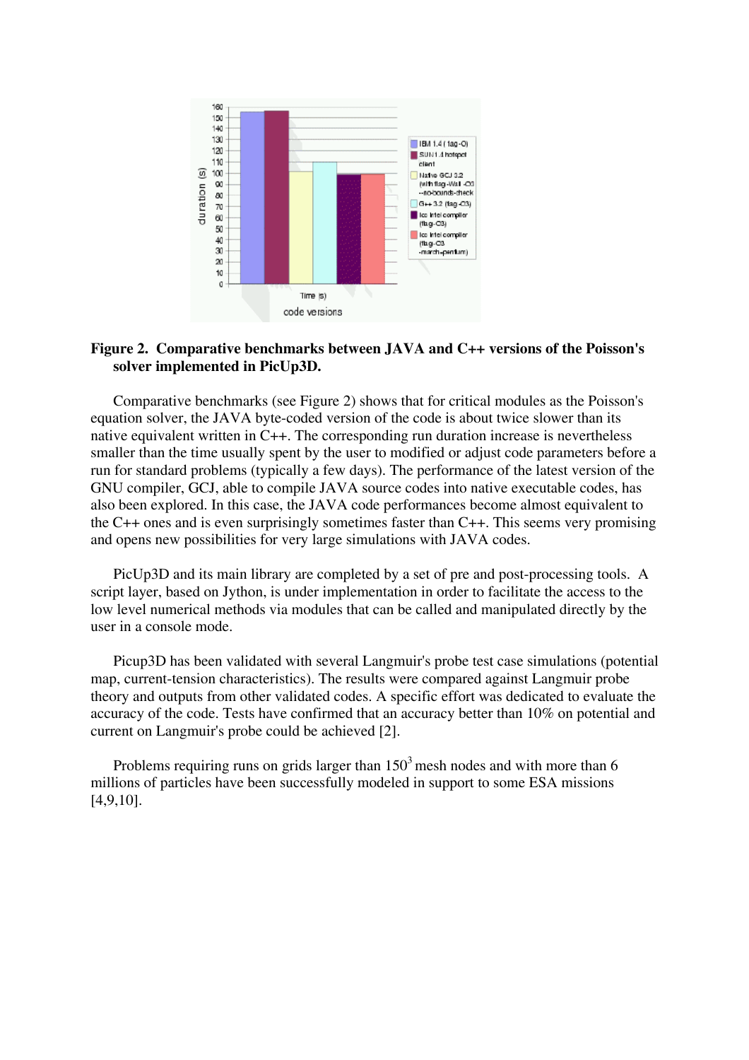**Figure 2. Comparative benchmarks between JAVA and C++ versions of the Poisson's solver implemented in PicUp3D.**

Comparative benchmarks (see Figure 2) shows that for critical modules as the Poisson's equation solver, the JAVA byte-coded version of the code is about twice slower than its native equivalent written in C++. The corresponding run duration increase is nevertheless smaller than the time usually spent by the user to modified or adjust code parameters before a run for standard problems (typically a few days). The performance of the latest version of the GNU compiler, GCJ, able to compile JAVA source codes into native executable codes, has also been explored. In this case, the JAVA code performances become almost equivalent to the C++ ones and is even surprisingly sometimes faster than C++. This seems very promising and opens new possibilities for very large simulations with JAVA codes.

PicUp3D and its main library are completed by a set of pre and post-processing tools. A script layer, based on Jython, is under implementation in order to facilitate the access to the low level numerical methods via modules that can be called and manipulated directly by the user in a console mode.

Picup3D has been validated with several Langmuir's probe test case simulations (potential map, current-tension characteristics). The results were compared against Langmuir probe theory and outputs from other validated codes. A specific effort was dedicated to evaluate the accuracy of the code. Tests have confirmed that an accuracy better than 10% on potential and current on Langmuir's probe could be achieved [2].

Problems requiring runs on grids larger than $150^3$ mesh nodes and with more than 6 millions of particles have been successfully modeled in support to some ESA missions [4,9,10].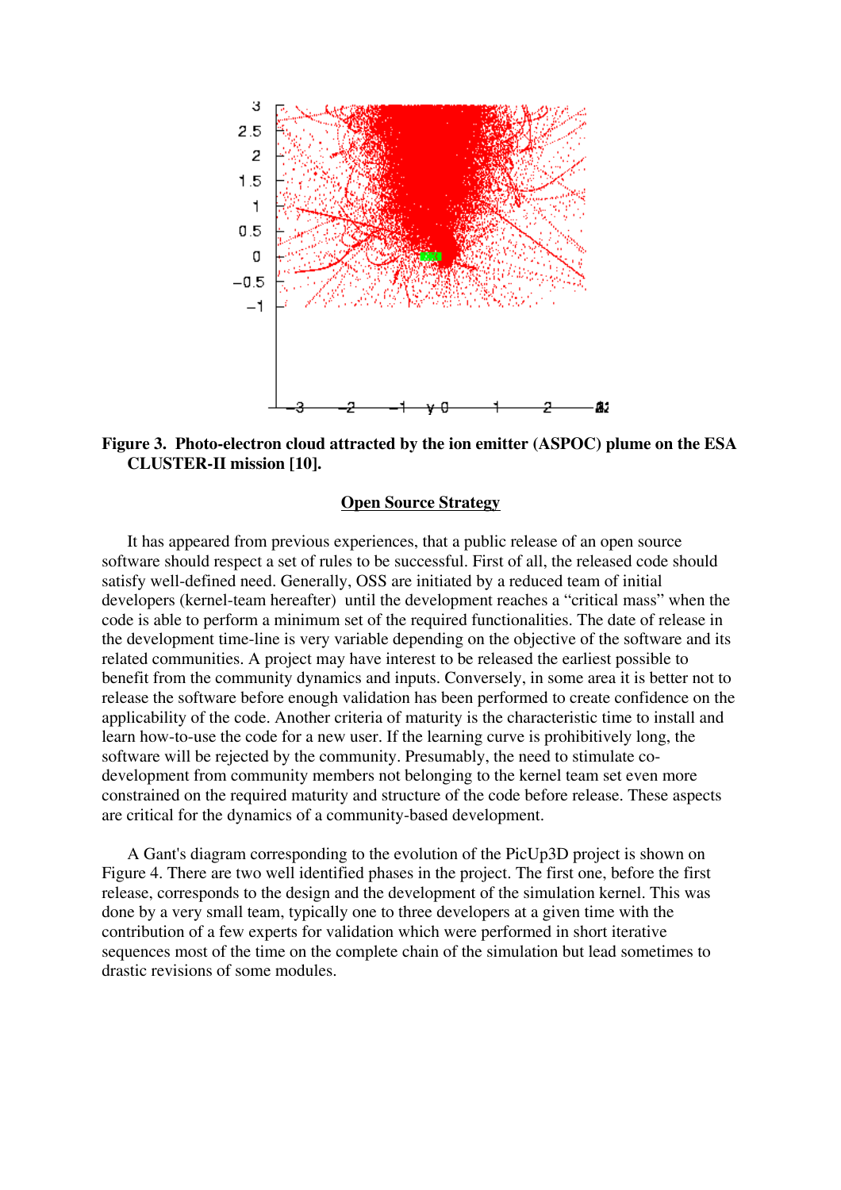**Figure 3. Photo-electron cloud attracted by the ion emitter (ASPOC) plume on the ESA CLUSTER-II mission [10].**

## Open Source Strategy

It has appeared from previous experiences, that a public release of an open source software should respect a set of rules to be successful. First of all, the released code should satisfy well-defined need. Generally, OSS are initiated by a reduced team of initial developers (kernel-team hereafter) until the development reaches a "critical mass" when the code is able to perform a minimum set of the required functionalities. The date of release in the development time-line is very variable depending on the objective of the software and its related communities. A project may have interest to be released the earliest possible to benefit from the community dynamics and inputs. Conversely, in some area it is better not to release the software before enough validation has been performed to create confidence on the applicability of the code. Another criteria of maturity is the characteristic time to install and learn how-to-use the code for a new user. If the learning curve is prohibitively long, the software will be rejected by the community. Presumably, the need to stimulate co-development from community members not belonging to the kernel team set even more constrained on the required maturity and structure of the code before release. These aspects are critical for the dynamics of a community-based development.

A Gant's diagram corresponding to the evolution of the PicUp3D project is shown on Figure 4. There are two well identified phases in the project. The first one, before the first release, corresponds to the design and the development of the simulation kernel. This was done by a very small team, typically one to three developers at a given time with the contribution of a few experts for validation which were performed in short iterative sequences most of the time on the complete chain of the simulation but lead sometimes to drastic revisions of some modules.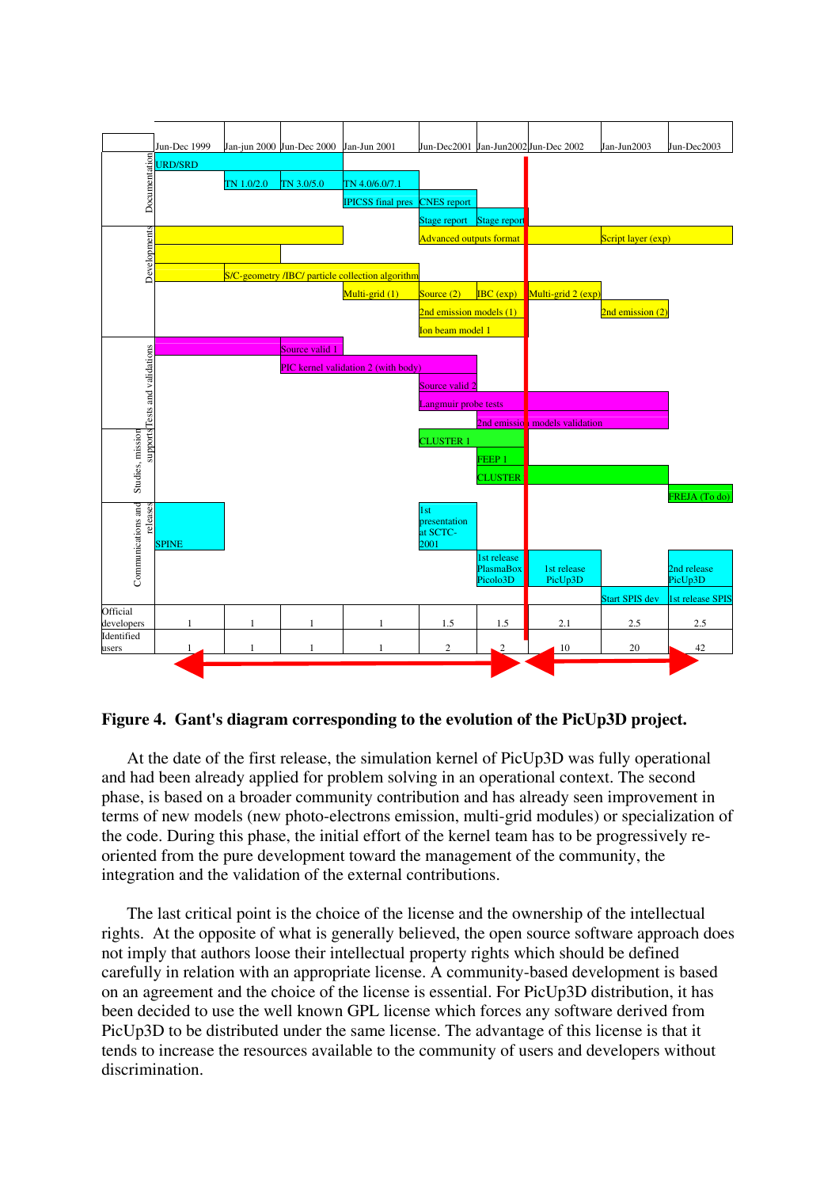| | Jun-Dec 1999 | Jan-jun 2000 | Jun-Dec 2000 | Jan-Jun 2001 | Jun-Dec2001 | Jan-Jun2002 | Jun-Dec 2002 | Jan-Jun2003 | Jun-Dec2003 |
|---|---|---|---|---|---|---|---|---|---|
| Documentation | URD/SRD | TN 1.0/2.0 | TN 3.0/5.0 | TN 4.0/6.0/7.1; IPICSS final pres | CNES report; Stage report | Stage report | | | |
| Developments | | S/C-geometry /IBC/ particle collection algorithm | | Multi-grid (1) | Advanced outputs format; Source (2); 2nd emission models (1); Ion beam model 1 | IBC (exp) | Multi-grid 2 (exp) | Script layer (exp); 2nd emission (2) | |
| Tests and validations | | | Source valid 1; PIC kernel validation 2 (with body) | | Source valid 2; Langmuir probe tests | 2nd emission models validation | | | |
| Studies, mission supports | | | | | CLUSTER 1 | FEEP 1; CLUSTER | | | FREJA (To do) |
| Communications and releases | SPINE | | | | 1st presentation at SCTC-2001 | 1st release PlasmaBox Picolo3D | 1st release PicUp3D | Start SPIS dev | 2nd release PicUp3D; 1st release SPIS |
| Official developers | 1 | 1 | 1 | 1 | 1.5 | 1.5 | 2.1 | 2.5 | 2.5 |
| Identified users | 1 | 1 | 1 | 1 | 2 | 2 | 10 | 20 | 42 |

**Figure 4. Gant's diagram corresponding to the evolution of the PicUp3D project.**

At the date of the first release, the simulation kernel of PicUp3D was fully operational and had been already applied for problem solving in an operational context. The second phase, is based on a broader community contribution and has already seen improvement in terms of new models (new photo-electrons emission, multi-grid modules) or specialization of the code. During this phase, the initial effort of the kernel team has to be progressively re-oriented from the pure development toward the management of the community, the integration and the validation of the external contributions.

The last critical point is the choice of the license and the ownership of the intellectual rights. At the opposite of what is generally believed, the open source software approach does not imply that authors loose their intellectual property rights which should be defined carefully in relation with an appropriate license. A community-based development is based on an agreement and the choice of the license is essential. For PicUp3D distribution, it has been decided to use the well known GPL license which forces any software derived from PicUp3D to be distributed under the same license. The advantage of this license is that it tends to increase the resources available to the community of users and developers without discrimination.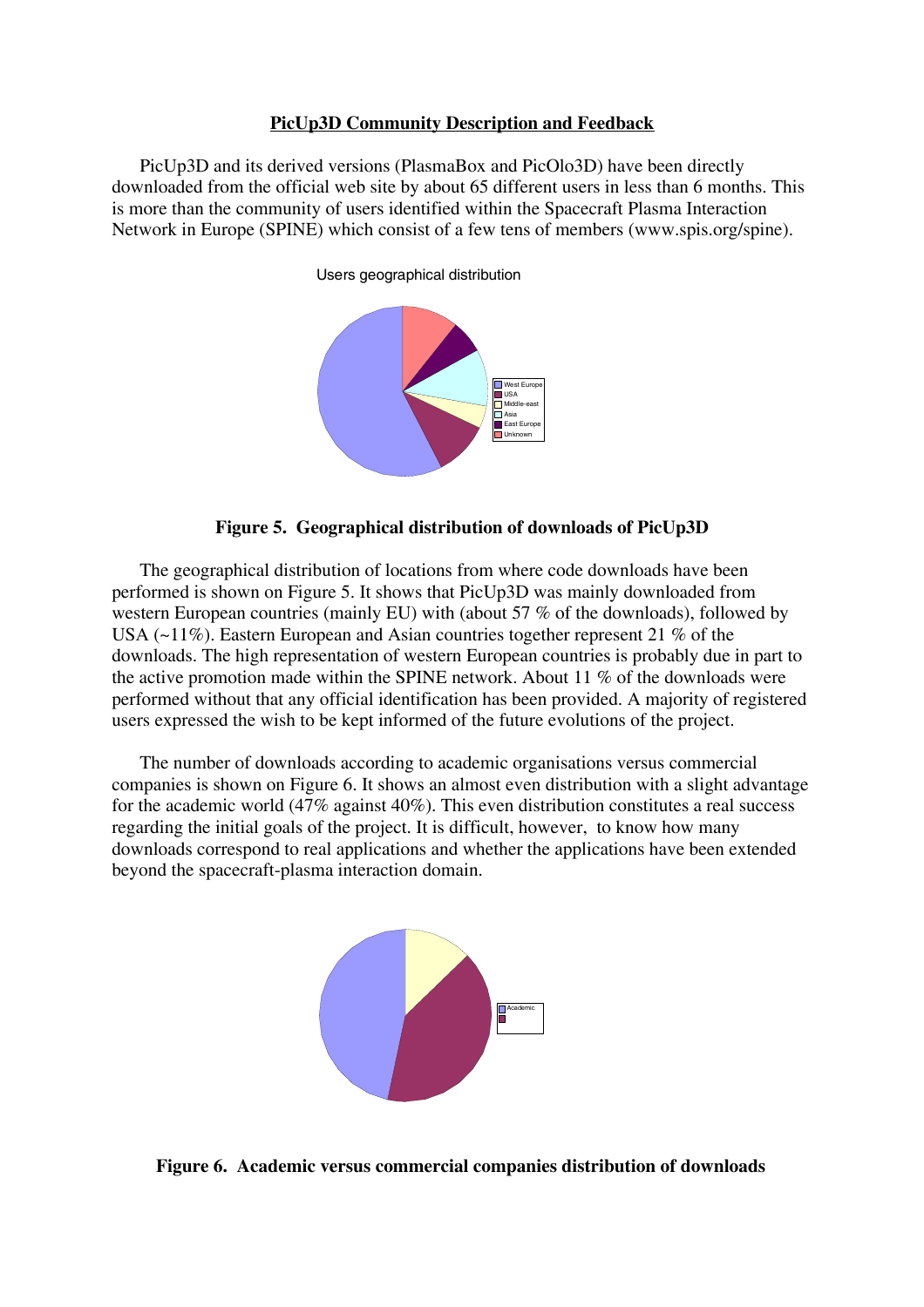## PicUp3D Community Description and Feedback

PicUp3D and its derived versions (PlasmaBox and PicOlo3D) have been directly downloaded from the official web site by about 65 different users in less than 6 months. This is more than the community of users identified within the Spacecraft Plasma Interaction Network in Europe (SPINE) which consist of a few tens of members (www.spis.org/spine).

Users geographical distribution

West Europe
USA
Middle-east
Asia
East Europe
Unknown

**Figure 5. Geographical distribution of downloads of PicUp3D**

The geographical distribution of locations from where code downloads have been performed is shown on Figure 5. It shows that PicUp3D was mainly downloaded from western European countries (mainly EU) with (about 57 % of the downloads), followed by USA (~11%). Eastern European and Asian countries together represent 21 % of the downloads. The high representation of western European countries is probably due in part to the active promotion made within the SPINE network. About 11 % of the downloads were performed without that any official identification has been provided. A majority of registered users expressed the wish to be kept informed of the future evolutions of the project.

The number of downloads according to academic organisations versus commercial companies is shown on Figure 6. It shows an almost even distribution with a slight advantage for the academic world (47% against 40%). This even distribution constitutes a real success regarding the initial goals of the project. It is difficult, however, to know how many downloads correspond to real applications and whether the applications have been extended beyond the spacecraft-plasma interaction domain.

Academic

**Figure 6. Academic versus commercial companies distribution of downloads**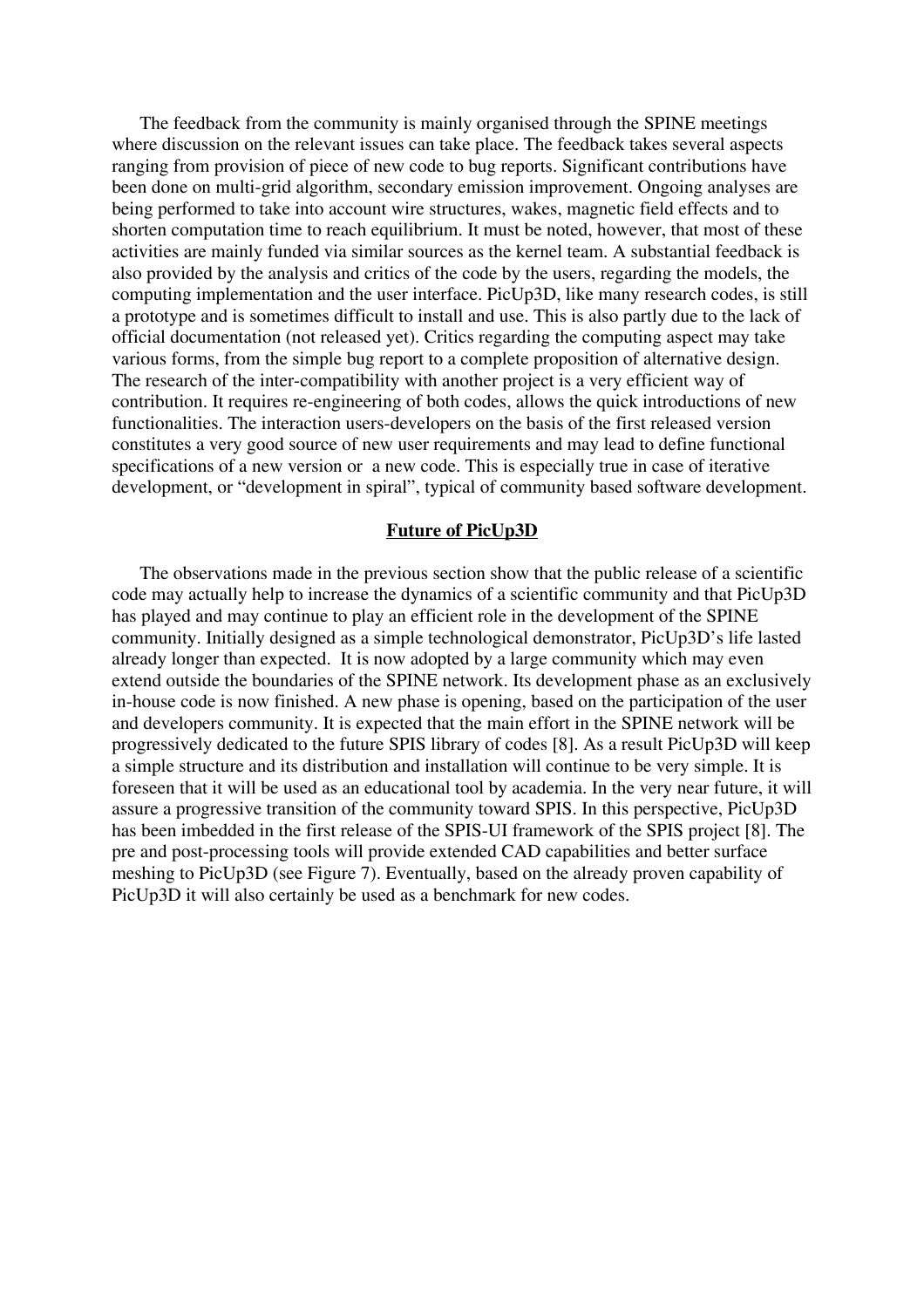The feedback from the community is mainly organised through the SPINE meetings where discussion on the relevant issues can take place. The feedback takes several aspects ranging from provision of piece of new code to bug reports. Significant contributions have been done on multi-grid algorithm, secondary emission improvement. Ongoing analyses are being performed to take into account wire structures, wakes, magnetic field effects and to shorten computation time to reach equilibrium. It must be noted, however, that most of these activities are mainly funded via similar sources as the kernel team. A substantial feedback is also provided by the analysis and critics of the code by the users, regarding the models, the computing implementation and the user interface. PicUp3D, like many research codes, is still a prototype and is sometimes difficult to install and use. This is also partly due to the lack of official documentation (not released yet). Critics regarding the computing aspect may take various forms, from the simple bug report to a complete proposition of alternative design. The research of the inter-compatibility with another project is a very efficient way of contribution. It requires re-engineering of both codes, allows the quick introductions of new functionalities. The interaction users-developers on the basis of the first released version constitutes a very good source of new user requirements and may lead to define functional specifications of a new version or a new code. This is especially true in case of iterative development, or "development in spiral", typical of community based software development.

## Future of PicUp3D

The observations made in the previous section show that the public release of a scientific code may actually help to increase the dynamics of a scientific community and that PicUp3D has played and may continue to play an efficient role in the development of the SPINE community. Initially designed as a simple technological demonstrator, PicUp3D's life lasted already longer than expected. It is now adopted by a large community which may even extend outside the boundaries of the SPINE network. Its development phase as an exclusively in-house code is now finished. A new phase is opening, based on the participation of the user and developers community. It is expected that the main effort in the SPINE network will be progressively dedicated to the future SPIS library of codes [8]. As a result PicUp3D will keep a simple structure and its distribution and installation will continue to be very simple. It is foreseen that it will be used as an educational tool by academia. In the very near future, it will assure a progressive transition of the community toward SPIS. In this perspective, PicUp3D has been imbedded in the first release of the SPIS-UI framework of the SPIS project [8]. The pre and post-processing tools will provide extended CAD capabilities and better surface meshing to PicUp3D (see Figure 7). Eventually, based on the already proven capability of PicUp3D it will also certainly be used as a benchmark for new codes.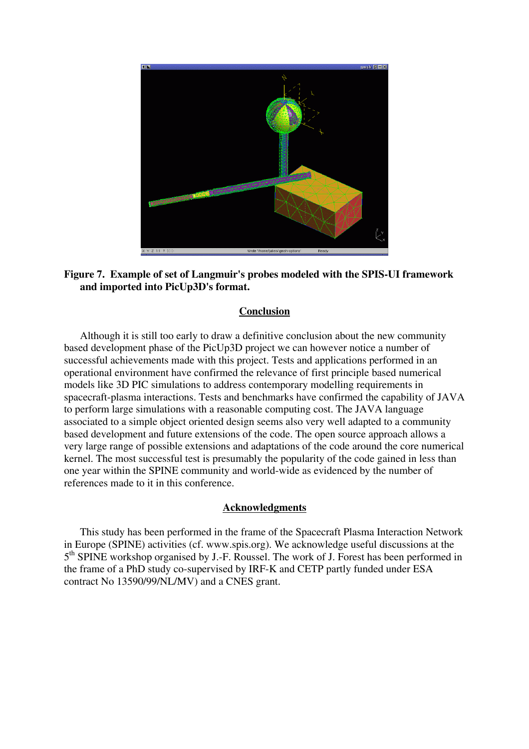**Figure 7. Example of set of Langmuir's probes modeled with the SPIS-UI framework and imported into PicUp3D's format.**

## Conclusion

Although it is still too early to draw a definitive conclusion about the new community based development phase of the PicUp3D project we can however notice a number of successful achievements made with this project. Tests and applications performed in an operational environment have confirmed the relevance of first principle based numerical models like 3D PIC simulations to address contemporary modelling requirements in spacecraft-plasma interactions. Tests and benchmarks have confirmed the capability of JAVA to perform large simulations with a reasonable computing cost. The JAVA language associated to a simple object oriented design seems also very well adapted to a community based development and future extensions of the code. The open source approach allows a very large range of possible extensions and adaptations of the code around the core numerical kernel. The most successful test is presumably the popularity of the code gained in less than one year within the SPINE community and world-wide as evidenced by the number of references made to it in this conference.

## Acknowledgments

This study has been performed in the frame of the Spacecraft Plasma Interaction Network in Europe (SPINE) activities (cf. www.spis.org). We acknowledge useful discussions at the 5$^{th}$ SPINE workshop organised by J.-F. Roussel. The work of J. Forest has been performed in the frame of a PhD study co-supervised by IRF-K and CETP partly funded under ESA contract No 13590/99/NL/MV) and a CNES grant.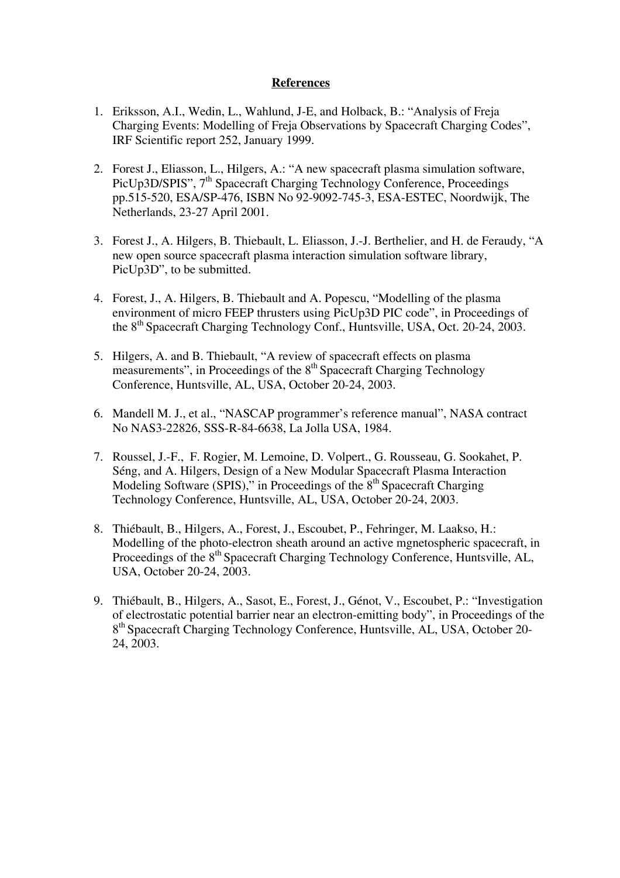## References

1. Eriksson, A.I., Wedin, L., Wahlund, J-E, and Holback, B.: "Analysis of Freja Charging Events: Modelling of Freja Observations by Spacecraft Charging Codes", IRF Scientific report 252, January 1999.

2. Forest J., Eliasson, L., Hilgers, A.: "A new spacecraft plasma simulation software, PicUp3D/SPIS", 7th Spacecraft Charging Technology Conference, Proceedings pp.515-520, ESA/SP-476, ISBN No 92-9092-745-3, ESA-ESTEC, Noordwijk, The Netherlands, 23-27 April 2001.

3. Forest J., A. Hilgers, B. Thiebault, L. Eliasson, J.-J. Berthelier, and H. de Feraudy, "A new open source spacecraft plasma interaction simulation software library, PicUp3D", to be submitted.

4. Forest, J., A. Hilgers, B. Thiebault and A. Popescu, "Modelling of the plasma environment of micro FEEP thrusters using PicUp3D PIC code", in Proceedings of the 8th Spacecraft Charging Technology Conf., Huntsville, USA, Oct. 20-24, 2003.

5. Hilgers, A. and B. Thiebault, "A review of spacecraft effects on plasma measurements", in Proceedings of the 8th Spacecraft Charging Technology Conference, Huntsville, AL, USA, October 20-24, 2003.

6. Mandell M. J., et al., "NASCAP programmer's reference manual", NASA contract No NAS3-22826, SSS-R-84-6638, La Jolla USA, 1984.

7. Roussel, J.-F., F. Rogier, M. Lemoine, D. Volpert., G. Rousseau, G. Sookahet, P. Séng, and A. Hilgers, Design of a New Modular Spacecraft Plasma Interaction Modeling Software (SPIS)," in Proceedings of the 8th Spacecraft Charging Technology Conference, Huntsville, AL, USA, October 20-24, 2003.

8. Thiébault, B., Hilgers, A., Forest, J., Escoubet, P., Fehringer, M. Laakso, H.: Modelling of the photo-electron sheath around an active mgnetospheric spacecraft, in Proceedings of the 8th Spacecraft Charging Technology Conference, Huntsville, AL, USA, October 20-24, 2003.

9. Thiébault, B., Hilgers, A., Sasot, E., Forest, J., Génot, V., Escoubet, P.: "Investigation of electrostatic potential barrier near an electron-emitting body", in Proceedings of the 8th Spacecraft Charging Technology Conference, Huntsville, AL, USA, October 20-24, 2003.